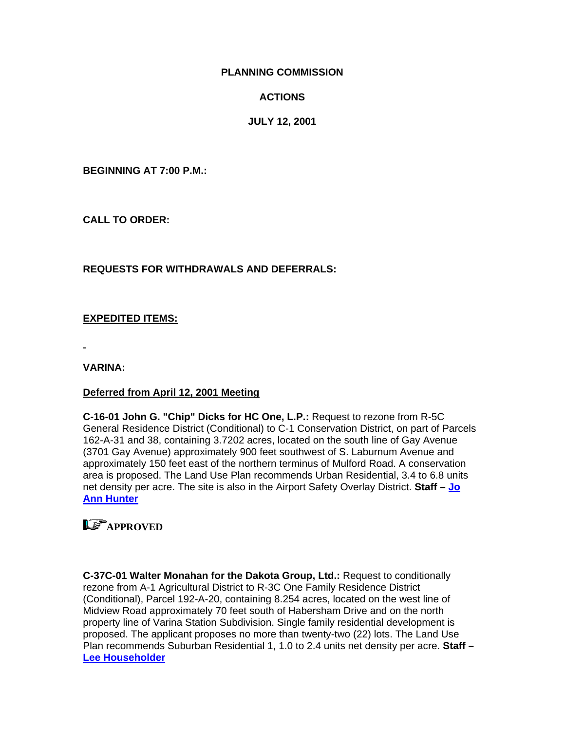**PLANNING COMMISSION**

**ACTIONS**

**JULY 12, 2001**

**BEGINNING AT 7:00 P.M.:**

**CALL TO ORDER:**

**REQUESTS FOR WITHDRAWALS AND DEFERRALS:**

**EXPEDITED ITEMS:**

**VARINA:**

**Deferred from April 12, 2001 Meeting**

**C-16-01 John G. "Chip" Dicks for HC One, L.P.:** Request to rezone from R-5C General Residence District (Conditional) to C-1 Conservation District, on part of Parcels 162-A-31 and 38, containing 3.7202 acres, located on the south line of Gay Avenue (3701 Gay Avenue) approximately 900 feet southwest of S. Laburnum Avenue and approximately 150 feet east of the northern terminus of Mulford Road. A conservation area is proposed. The Land Use Plan recommends Urban Residential, 3.4 to 6.8 units net density per acre. The site is also in the Airport Safety Overlay District. **Staff – Jo Ann Hunter**

**APPROVED**

**C-37C-01 Walter Monahan for the Dakota Group, Ltd.:** Request to conditionally rezone from A-1 Agricultural District to R-3C One Family Residence District (Conditional), Parcel 192-A-20, containing 8.254 acres, located on the west line of Midview Road approximately 70 feet south of Habersham Drive and on the north property line of Varina Station Subdivision. Single family residential development is proposed. The applicant proposes no more than twenty-two (22) lots. The Land Use Plan recommends Suburban Residential 1, 1.0 to 2.4 units net density per acre. **Staff – Lee Householder**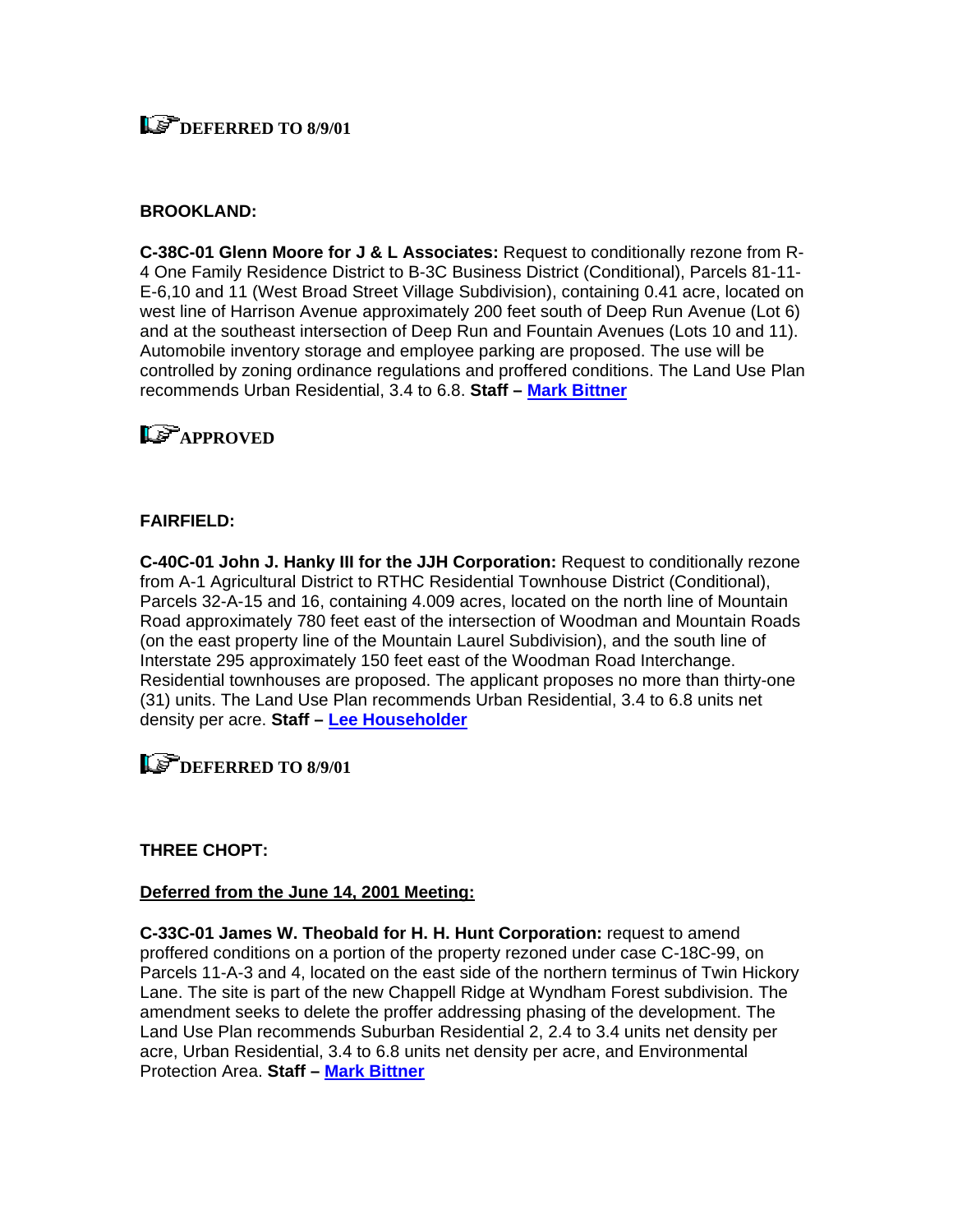**DEFERRED TO 8/9/01**

**BROOKLAND:**

**C-38C-01 Glenn Moore for J & L Associates:** Request to conditionally rezone from R-4 One Family Residence District to B-3C Business District (Conditional), Parcels 81-11-E-6,10 and 11 (West Broad Street Village Subdivision), containing 0.41 acre, located on west line of Harrison Avenue approximately 200 feet south of Deep Run Avenue (Lot 6) and at the southeast intersection of Deep Run and Fountain Avenues (Lots 10 and 11). Automobile inventory storage and employee parking are proposed. The use will be controlled by zoning ordinance regulations and proffered conditions. The Land Use Plan recommends Urban Residential, 3.4 to 6.8. **Staff – Mark Bittner**

**APPROVED**

**FAIRFIELD:**

**C-40C-01 John J. Hanky III for the JJH Corporation:** Request to conditionally rezone from A-1 Agricultural District to RTHC Residential Townhouse District (Conditional), Parcels 32-A-15 and 16, containing 4.009 acres, located on the north line of Mountain Road approximately 780 feet east of the intersection of Woodman and Mountain Roads (on the east property line of the Mountain Laurel Subdivision), and the south line of Interstate 295 approximately 150 feet east of the Woodman Road Interchange. Residential townhouses are proposed. The applicant proposes no more than thirty-one (31) units. The Land Use Plan recommends Urban Residential, 3.4 to 6.8 units net density per acre. **Staff – Lee Householder**

**DEFERRED TO 8/9/01**

**THREE CHOPT:**

**Deferred from the June 14, 2001 Meeting:**

**C-33C-01 James W. Theobald for H. H. Hunt Corporation:** request to amend proffered conditions on a portion of the property rezoned under case C-18C-99, on Parcels 11-A-3 and 4, located on the east side of the northern terminus of Twin Hickory Lane. The site is part of the new Chappell Ridge at Wyndham Forest subdivision. The amendment seeks to delete the proffer addressing phasing of the development. The Land Use Plan recommends Suburban Residential 2, 2.4 to 3.4 units net density per acre, Urban Residential, 3.4 to 6.8 units net density per acre, and Environmental Protection Area. **Staff – Mark Bittner**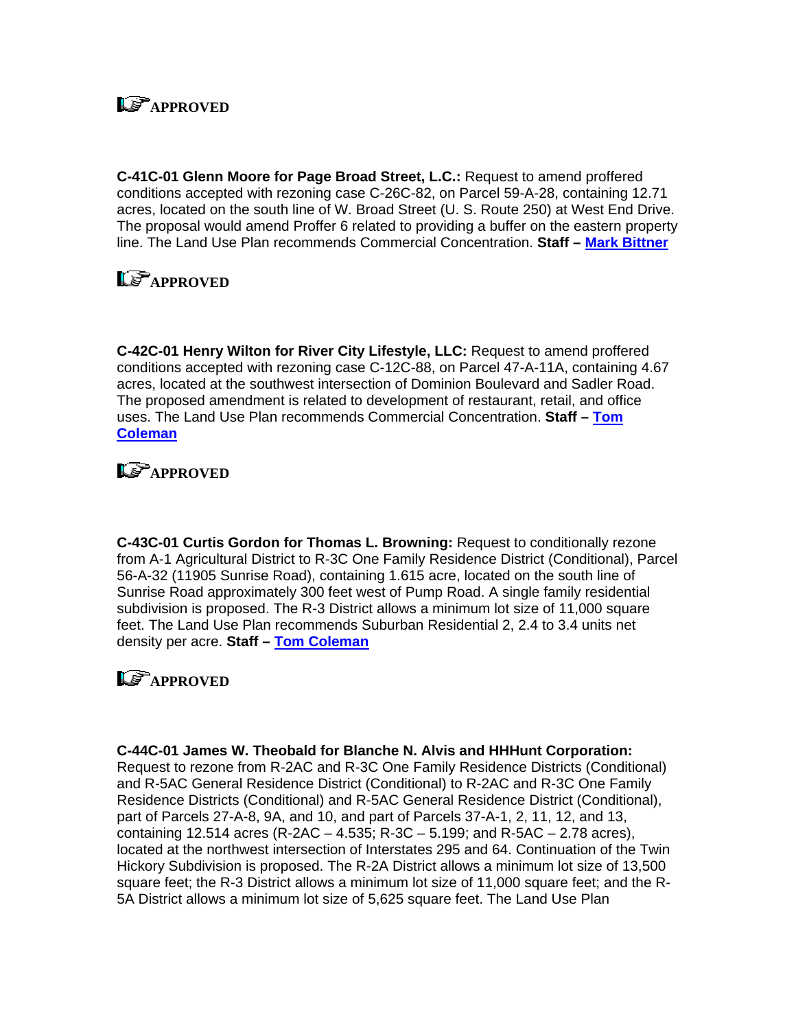☞ **APPROVED**

**C-41C-01 Glenn Moore for Page Broad Street, L.C.:** Request to amend proffered conditions accepted with rezoning case C-26C-82, on Parcel 59-A-28, containing 12.71 acres, located on the south line of W. Broad Street (U. S. Route 250) at West End Drive. The proposal would amend Proffer 6 related to providing a buffer on the eastern property line. The Land Use Plan recommends Commercial Concentration. **Staff – Mark Bittner**

☞ **APPROVED**

**C-42C-01 Henry Wilton for River City Lifestyle, LLC:** Request to amend proffered conditions accepted with rezoning case C-12C-88, on Parcel 47-A-11A, containing 4.67 acres, located at the southwest intersection of Dominion Boulevard and Sadler Road. The proposed amendment is related to development of restaurant, retail, and office uses. The Land Use Plan recommends Commercial Concentration. **Staff – Tom Coleman**

☞ **APPROVED**

**C-43C-01 Curtis Gordon for Thomas L. Browning:** Request to conditionally rezone from A-1 Agricultural District to R-3C One Family Residence District (Conditional), Parcel 56-A-32 (11905 Sunrise Road), containing 1.615 acre, located on the south line of Sunrise Road approximately 300 feet west of Pump Road. A single family residential subdivision is proposed. The R-3 District allows a minimum lot size of 11,000 square feet. The Land Use Plan recommends Suburban Residential 2, 2.4 to 3.4 units net density per acre. **Staff – Tom Coleman**

☞ **APPROVED**

**C-44C-01 James W. Theobald for Blanche N. Alvis and HHHunt Corporation:** Request to rezone from R-2AC and R-3C One Family Residence Districts (Conditional) and R-5AC General Residence District (Conditional) to R-2AC and R-3C One Family Residence Districts (Conditional) and R-5AC General Residence District (Conditional), part of Parcels 27-A-8, 9A, and 10, and part of Parcels 37-A-1, 2, 11, 12, and 13, containing 12.514 acres (R-2AC – 4.535; R-3C – 5.199; and R-5AC – 2.78 acres), located at the northwest intersection of Interstates 295 and 64. Continuation of the Twin Hickory Subdivision is proposed. The R-2A District allows a minimum lot size of 13,500 square feet; the R-3 District allows a minimum lot size of 11,000 square feet; and the R-5A District allows a minimum lot size of 5,625 square feet. The Land Use Plan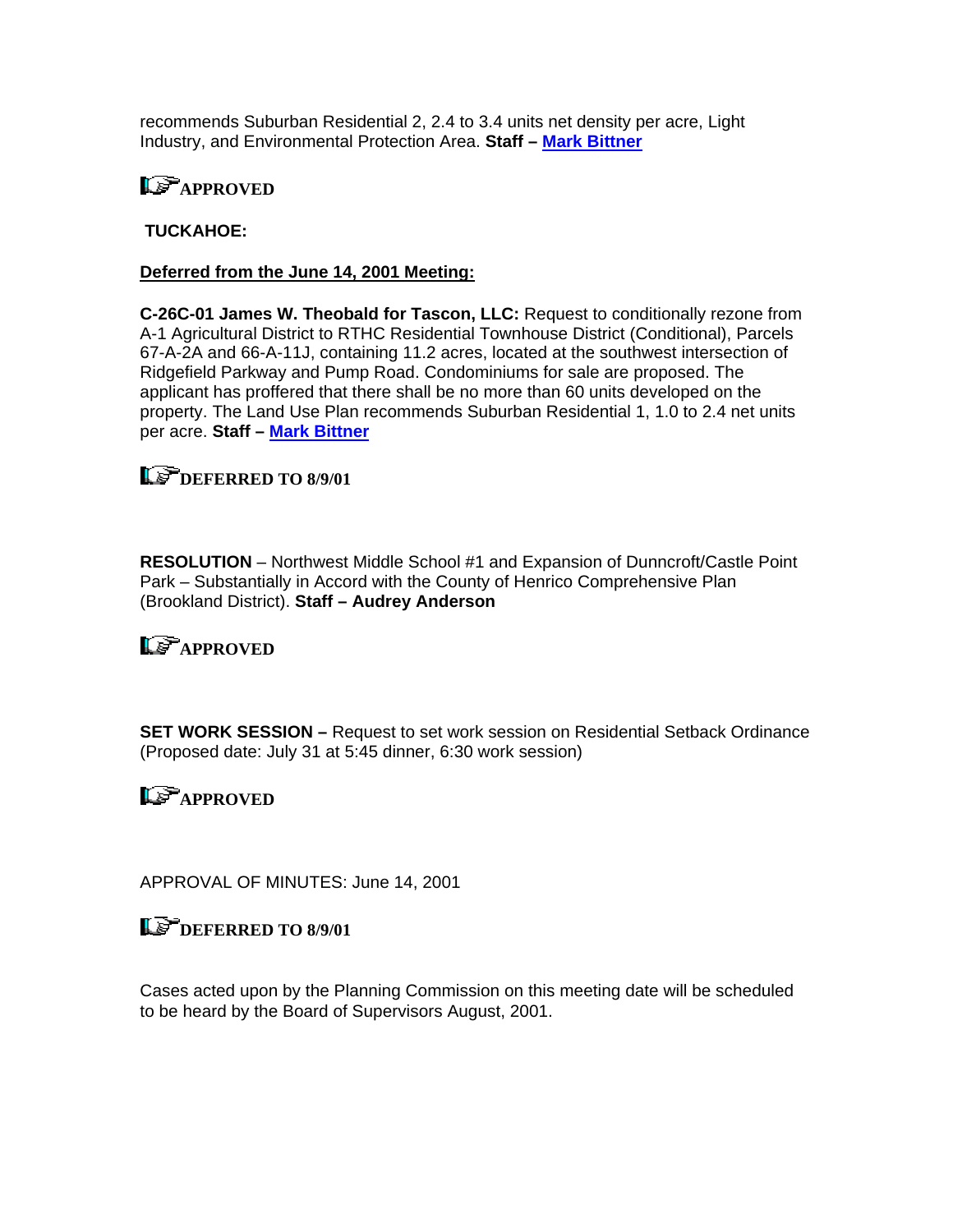recommends Suburban Residential 2, 2.4 to 3.4 units net density per acre, Light Industry, and Environmental Protection Area. **Staff – Mark Bittner**

**APPROVED**

**TUCKAHOE:**

**Deferred from the June 14, 2001 Meeting:**

**C-26C-01 James W. Theobald for Tascon, LLC:** Request to conditionally rezone from A-1 Agricultural District to RTHC Residential Townhouse District (Conditional), Parcels 67-A-2A and 66-A-11J, containing 11.2 acres, located at the southwest intersection of Ridgefield Parkway and Pump Road. Condominiums for sale are proposed. The applicant has proffered that there shall be no more than 60 units developed on the property. The Land Use Plan recommends Suburban Residential 1, 1.0 to 2.4 net units per acre. **Staff – Mark Bittner**

**DEFERRED TO 8/9/01**

**RESOLUTION** – Northwest Middle School #1 and Expansion of Dunncroft/Castle Point Park – Substantially in Accord with the County of Henrico Comprehensive Plan (Brookland District). **Staff – Audrey Anderson**

**APPROVED**

**SET WORK SESSION –** Request to set work session on Residential Setback Ordinance (Proposed date: July 31 at 5:45 dinner, 6:30 work session)

**APPROVED**

APPROVAL OF MINUTES: June 14, 2001

**DEFERRED TO 8/9/01**

Cases acted upon by the Planning Commission on this meeting date will be scheduled to be heard by the Board of Supervisors August, 2001.